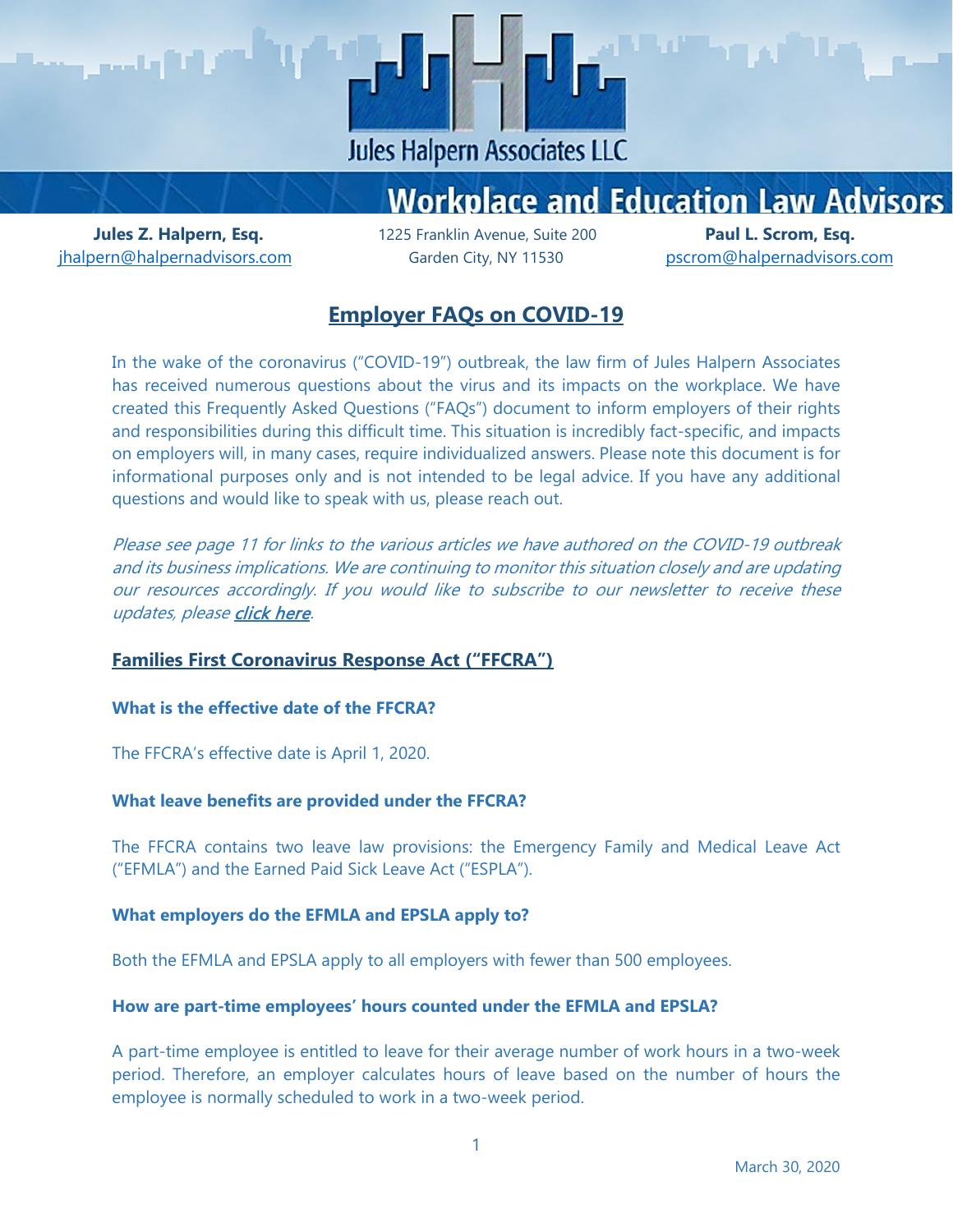Jules Halpern Associates LLC

Workplace and Education Law Advisors

**Jules Z. Halpern, Esq.**
jhalpern@halpernadvisors.com

1225 Franklin Avenue, Suite 200
Garden City, NY 11530

**Paul L. Scrom, Esq.**
pscrom@halpernadvisors.com

# Employer FAQs on COVID-19

In the wake of the coronavirus ("COVID-19") outbreak, the law firm of Jules Halpern Associates has received numerous questions about the virus and its impacts on the workplace. We have created this Frequently Asked Questions ("FAQs") document to inform employers of their rights and responsibilities during this difficult time. This situation is incredibly fact-specific, and impacts on employers will, in many cases, require individualized answers. Please note this document is for informational purposes only and is not intended to be legal advice. If you have any additional questions and would like to speak with us, please reach out.

*Please see page 11 for links to the various articles we have authored on the COVID-19 outbreak and its business implications. We are continuing to monitor this situation closely and are updating our resources accordingly. If you would like to subscribe to our newsletter to receive these updates, please **click here**.*

## Families First Coronavirus Response Act ("FFCRA")

### What is the effective date of the FFCRA?

The FFCRA's effective date is April 1, 2020.

### What leave benefits are provided under the FFCRA?

The FFCRA contains two leave law provisions: the Emergency Family and Medical Leave Act ("EFMLA") and the Earned Paid Sick Leave Act ("ESPLA").

### What employers do the EFMLA and EPSLA apply to?

Both the EFMLA and EPSLA apply to all employers with fewer than 500 employees.

### How are part-time employees' hours counted under the EFMLA and EPSLA?

A part-time employee is entitled to leave for their average number of work hours in a two-week period. Therefore, an employer calculates hours of leave based on the number of hours the employee is normally scheduled to work in a two-week period.

March 30, 2020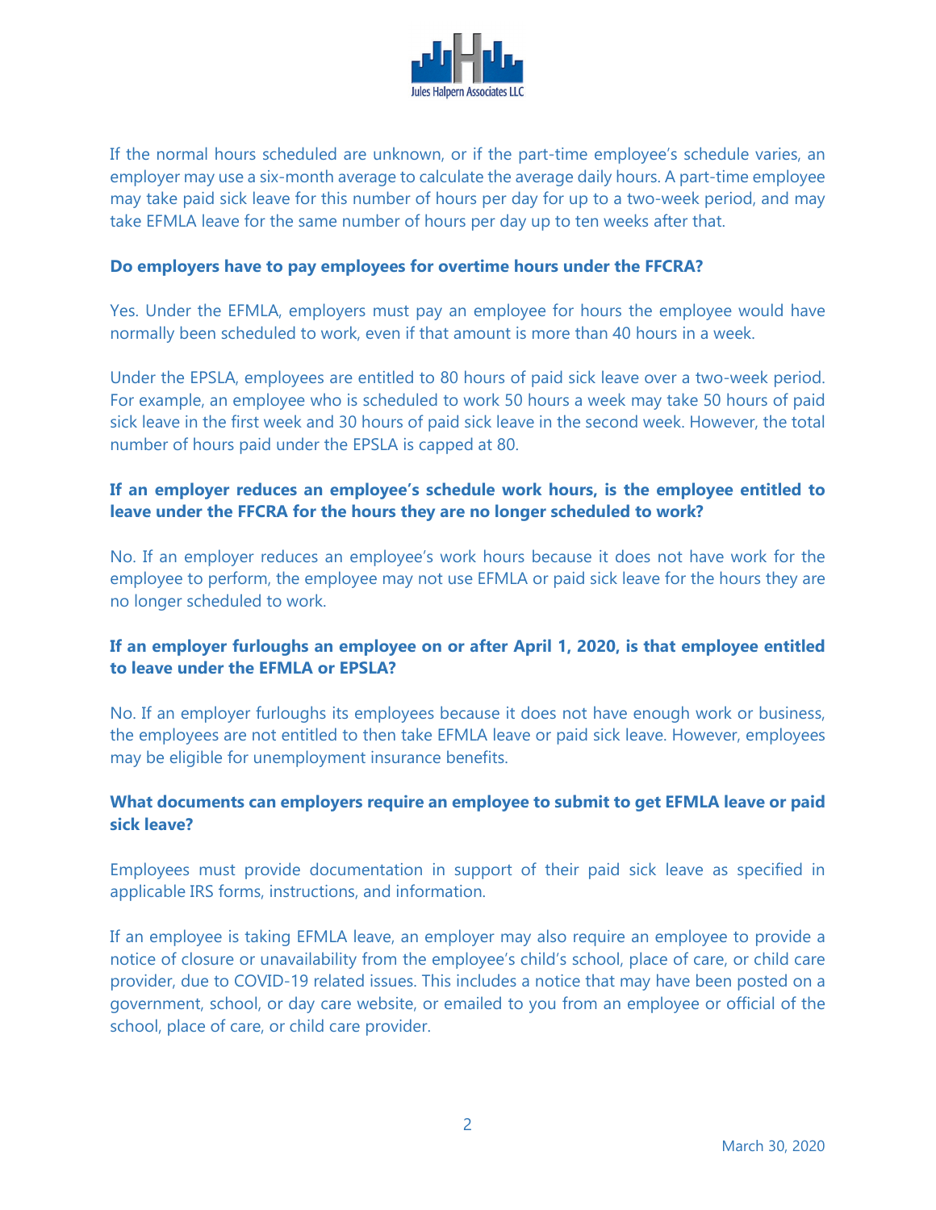If the normal hours scheduled are unknown, or if the part-time employee's schedule varies, an employer may use a six-month average to calculate the average daily hours. A part-time employee may take paid sick leave for this number of hours per day for up to a two-week period, and may take EFMLA leave for the same number of hours per day up to ten weeks after that.

**Do employers have to pay employees for overtime hours under the FFCRA?**

Yes. Under the EFMLA, employers must pay an employee for hours the employee would have normally been scheduled to work, even if that amount is more than 40 hours in a week.

Under the EPSLA, employees are entitled to 80 hours of paid sick leave over a two-week period. For example, an employee who is scheduled to work 50 hours a week may take 50 hours of paid sick leave in the first week and 30 hours of paid sick leave in the second week. However, the total number of hours paid under the EPSLA is capped at 80.

**If an employer reduces an employee's schedule work hours, is the employee entitled to leave under the FFCRA for the hours they are no longer scheduled to work?**

No. If an employer reduces an employee's work hours because it does not have work for the employee to perform, the employee may not use EFMLA or paid sick leave for the hours they are no longer scheduled to work.

**If an employer furloughs an employee on or after April 1, 2020, is that employee entitled to leave under the EFMLA or EPSLA?**

No. If an employer furloughs its employees because it does not have enough work or business, the employees are not entitled to then take EFMLA leave or paid sick leave. However, employees may be eligible for unemployment insurance benefits.

**What documents can employers require an employee to submit to get EFMLA leave or paid sick leave?**

Employees must provide documentation in support of their paid sick leave as specified in applicable IRS forms, instructions, and information.

If an employee is taking EFMLA leave, an employer may also require an employee to provide a notice of closure or unavailability from the employee's child's school, place of care, or child care provider, due to COVID-19 related issues. This includes a notice that may have been posted on a government, school, or day care website, or emailed to you from an employee or official of the school, place of care, or child care provider.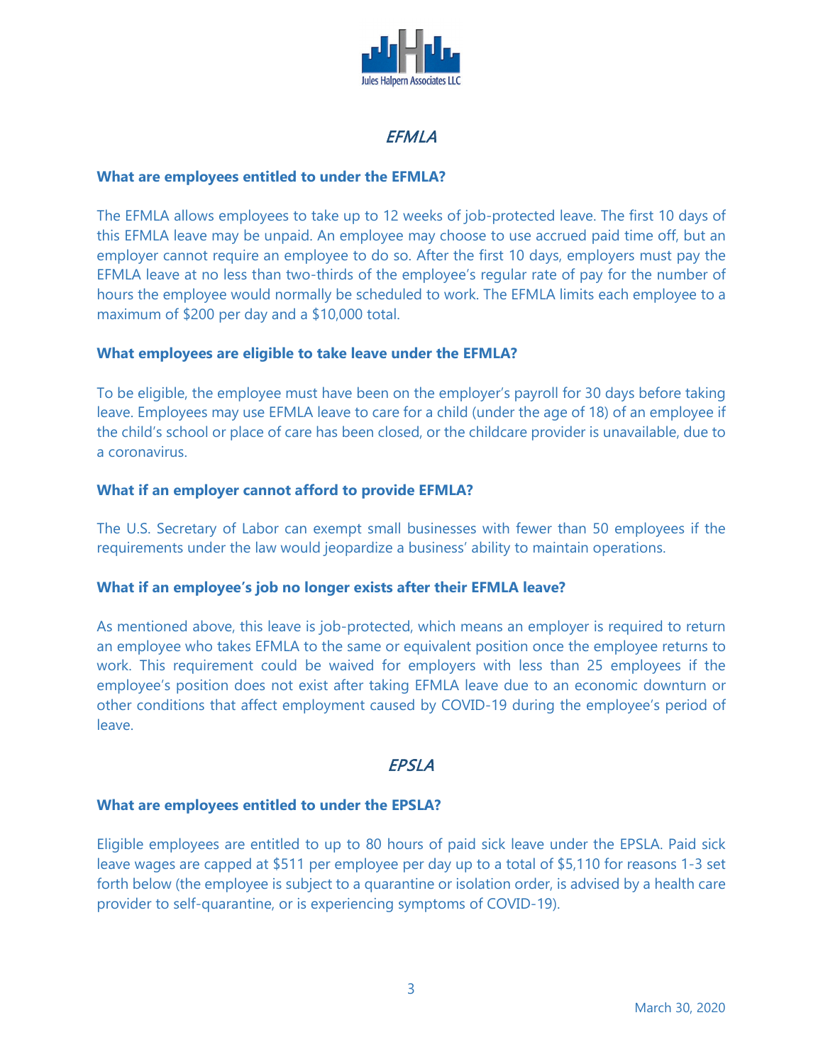## *EFMLA*

**What are employees entitled to under the EFMLA?**

The EFMLA allows employees to take up to 12 weeks of job-protected leave. The first 10 days of this EFMLA leave may be unpaid. An employee may choose to use accrued paid time off, but an employer cannot require an employee to do so. After the first 10 days, employers must pay the EFMLA leave at no less than two-thirds of the employee's regular rate of pay for the number of hours the employee would normally be scheduled to work. The EFMLA limits each employee to a maximum of $200 per day and a $10,000 total.

**What employees are eligible to take leave under the EFMLA?**

To be eligible, the employee must have been on the employer's payroll for 30 days before taking leave. Employees may use EFMLA leave to care for a child (under the age of 18) of an employee if the child's school or place of care has been closed, or the childcare provider is unavailable, due to a coronavirus.

**What if an employer cannot afford to provide EFMLA?**

The U.S. Secretary of Labor can exempt small businesses with fewer than 50 employees if the requirements under the law would jeopardize a business' ability to maintain operations.

**What if an employee's job no longer exists after their EFMLA leave?**

As mentioned above, this leave is job-protected, which means an employer is required to return an employee who takes EFMLA to the same or equivalent position once the employee returns to work. This requirement could be waived for employers with less than 25 employees if the employee's position does not exist after taking EFMLA leave due to an economic downturn or other conditions that affect employment caused by COVID-19 during the employee's period of leave.

## *EPSLA*

**What are employees entitled to under the EPSLA?**

Eligible employees are entitled to up to 80 hours of paid sick leave under the EPSLA. Paid sick leave wages are capped at $511 per employee per day up to a total of $5,110 for reasons 1-3 set forth below (the employee is subject to a quarantine or isolation order, is advised by a health care provider to self-quarantine, or is experiencing symptoms of COVID-19).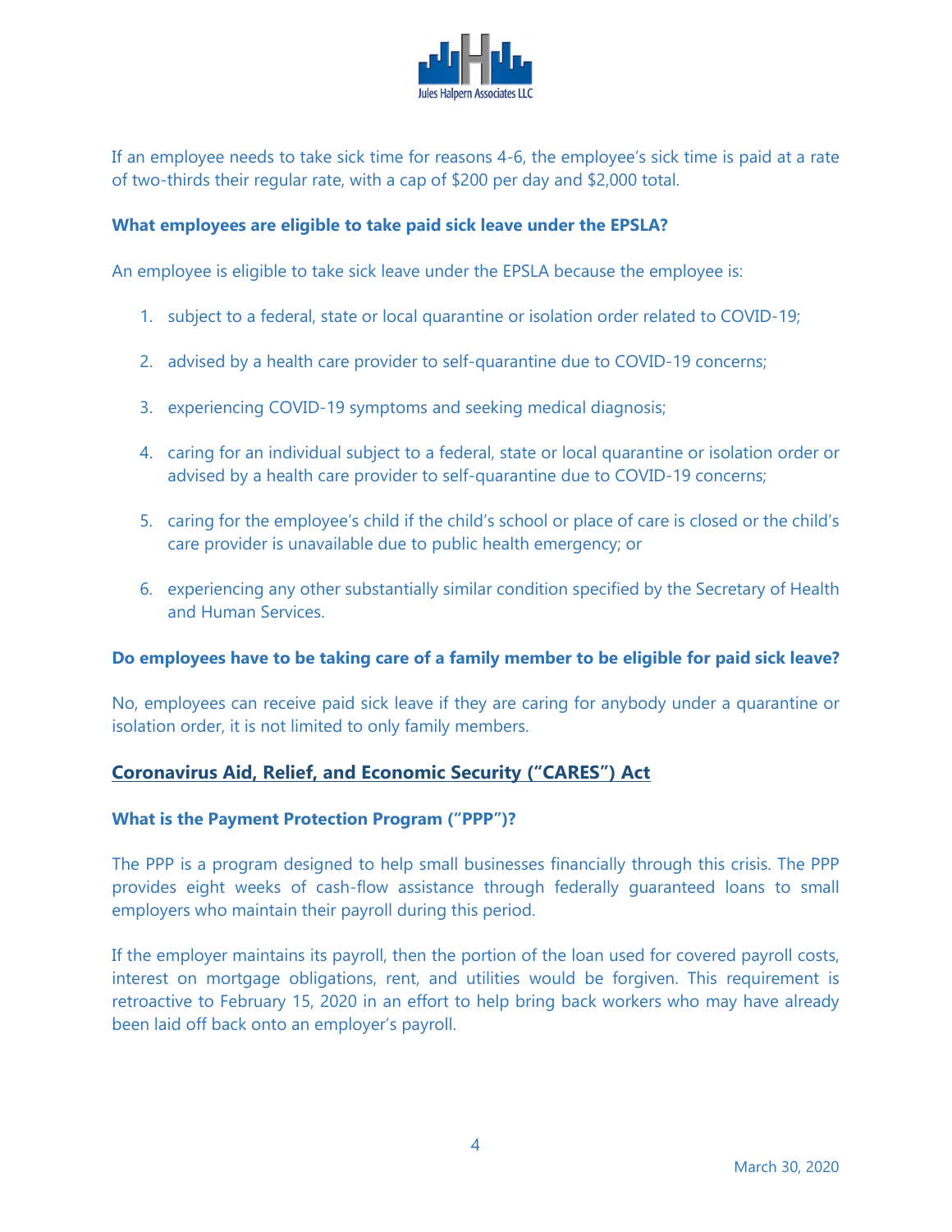If an employee needs to take sick time for reasons 4-6, the employee's sick time is paid at a rate of two-thirds their regular rate, with a cap of $200 per day and $2,000 total.

**What employees are eligible to take paid sick leave under the EPSLA?**

An employee is eligible to take sick leave under the EPSLA because the employee is:

1. subject to a federal, state or local quarantine or isolation order related to COVID-19;
2. advised by a health care provider to self-quarantine due to COVID-19 concerns;
3. experiencing COVID-19 symptoms and seeking medical diagnosis;
4. caring for an individual subject to a federal, state or local quarantine or isolation order or advised by a health care provider to self-quarantine due to COVID-19 concerns;
5. caring for the employee's child if the child's school or place of care is closed or the child's care provider is unavailable due to public health emergency; or
6. experiencing any other substantially similar condition specified by the Secretary of Health and Human Services.

**Do employees have to be taking care of a family member to be eligible for paid sick leave?**

No, employees can receive paid sick leave if they are caring for anybody under a quarantine or isolation order, it is not limited to only family members.

## Coronavirus Aid, Relief, and Economic Security ("CARES") Act

**What is the Payment Protection Program ("PPP")?**

The PPP is a program designed to help small businesses financially through this crisis. The PPP provides eight weeks of cash-flow assistance through federally guaranteed loans to small employers who maintain their payroll during this period.

If the employer maintains its payroll, then the portion of the loan used for covered payroll costs, interest on mortgage obligations, rent, and utilities would be forgiven. This requirement is retroactive to February 15, 2020 in an effort to help bring back workers who may have already been laid off back onto an employer's payroll.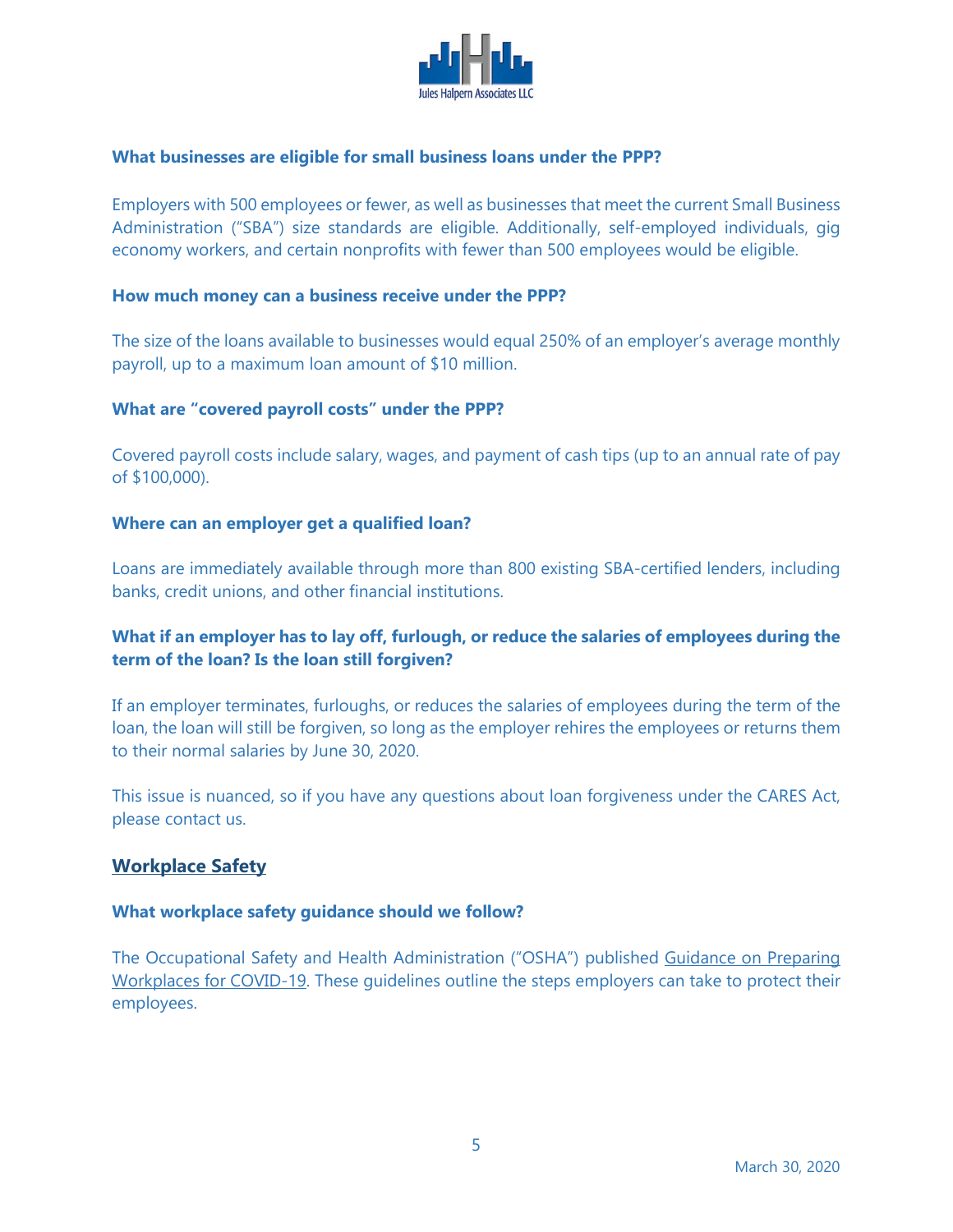### What businesses are eligible for small business loans under the PPP?

Employers with 500 employees or fewer, as well as businesses that meet the current Small Business Administration ("SBA") size standards are eligible. Additionally, self-employed individuals, gig economy workers, and certain nonprofits with fewer than 500 employees would be eligible.

### How much money can a business receive under the PPP?

The size of the loans available to businesses would equal 250% of an employer's average monthly payroll, up to a maximum loan amount of $10 million.

### What are "covered payroll costs" under the PPP?

Covered payroll costs include salary, wages, and payment of cash tips (up to an annual rate of pay of $100,000).

### Where can an employer get a qualified loan?

Loans are immediately available through more than 800 existing SBA-certified lenders, including banks, credit unions, and other financial institutions.

### What if an employer has to lay off, furlough, or reduce the salaries of employees during the term of the loan? Is the loan still forgiven?

If an employer terminates, furloughs, or reduces the salaries of employees during the term of the loan, the loan will still be forgiven, so long as the employer rehires the employees or returns them to their normal salaries by June 30, 2020.

This issue is nuanced, so if you have any questions about loan forgiveness under the CARES Act, please contact us.

## Workplace Safety

### What workplace safety guidance should we follow?

The Occupational Safety and Health Administration ("OSHA") published Guidance on Preparing Workplaces for COVID-19. These guidelines outline the steps employers can take to protect their employees.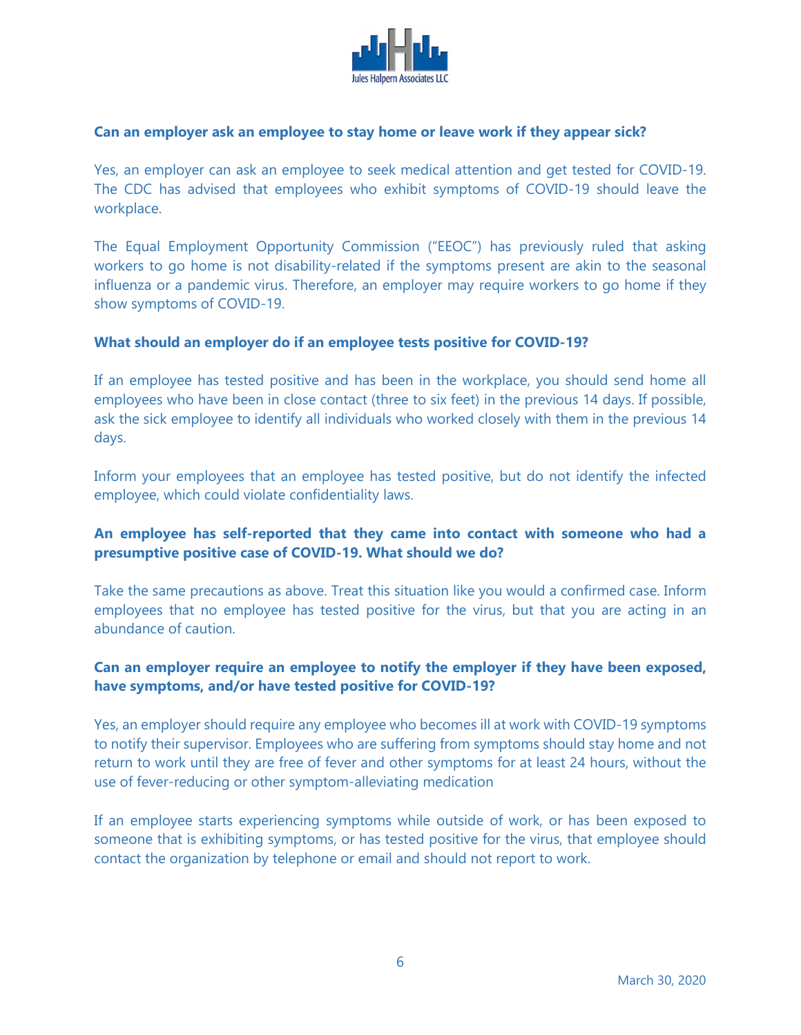**Can an employer ask an employee to stay home or leave work if they appear sick?**

Yes, an employer can ask an employee to seek medical attention and get tested for COVID-19. The CDC has advised that employees who exhibit symptoms of COVID-19 should leave the workplace.

The Equal Employment Opportunity Commission ("EEOC") has previously ruled that asking workers to go home is not disability-related if the symptoms present are akin to the seasonal influenza or a pandemic virus. Therefore, an employer may require workers to go home if they show symptoms of COVID-19.

**What should an employer do if an employee tests positive for COVID-19?**

If an employee has tested positive and has been in the workplace, you should send home all employees who have been in close contact (three to six feet) in the previous 14 days. If possible, ask the sick employee to identify all individuals who worked closely with them in the previous 14 days.

Inform your employees that an employee has tested positive, but do not identify the infected employee, which could violate confidentiality laws.

**An employee has self-reported that they came into contact with someone who had a presumptive positive case of COVID-19. What should we do?**

Take the same precautions as above. Treat this situation like you would a confirmed case. Inform employees that no employee has tested positive for the virus, but that you are acting in an abundance of caution.

**Can an employer require an employee to notify the employer if they have been exposed, have symptoms, and/or have tested positive for COVID-19?**

Yes, an employer should require any employee who becomes ill at work with COVID-19 symptoms to notify their supervisor. Employees who are suffering from symptoms should stay home and not return to work until they are free of fever and other symptoms for at least 24 hours, without the use of fever-reducing or other symptom-alleviating medication

If an employee starts experiencing symptoms while outside of work, or has been exposed to someone that is exhibiting symptoms, or has tested positive for the virus, that employee should contact the organization by telephone or email and should not report to work.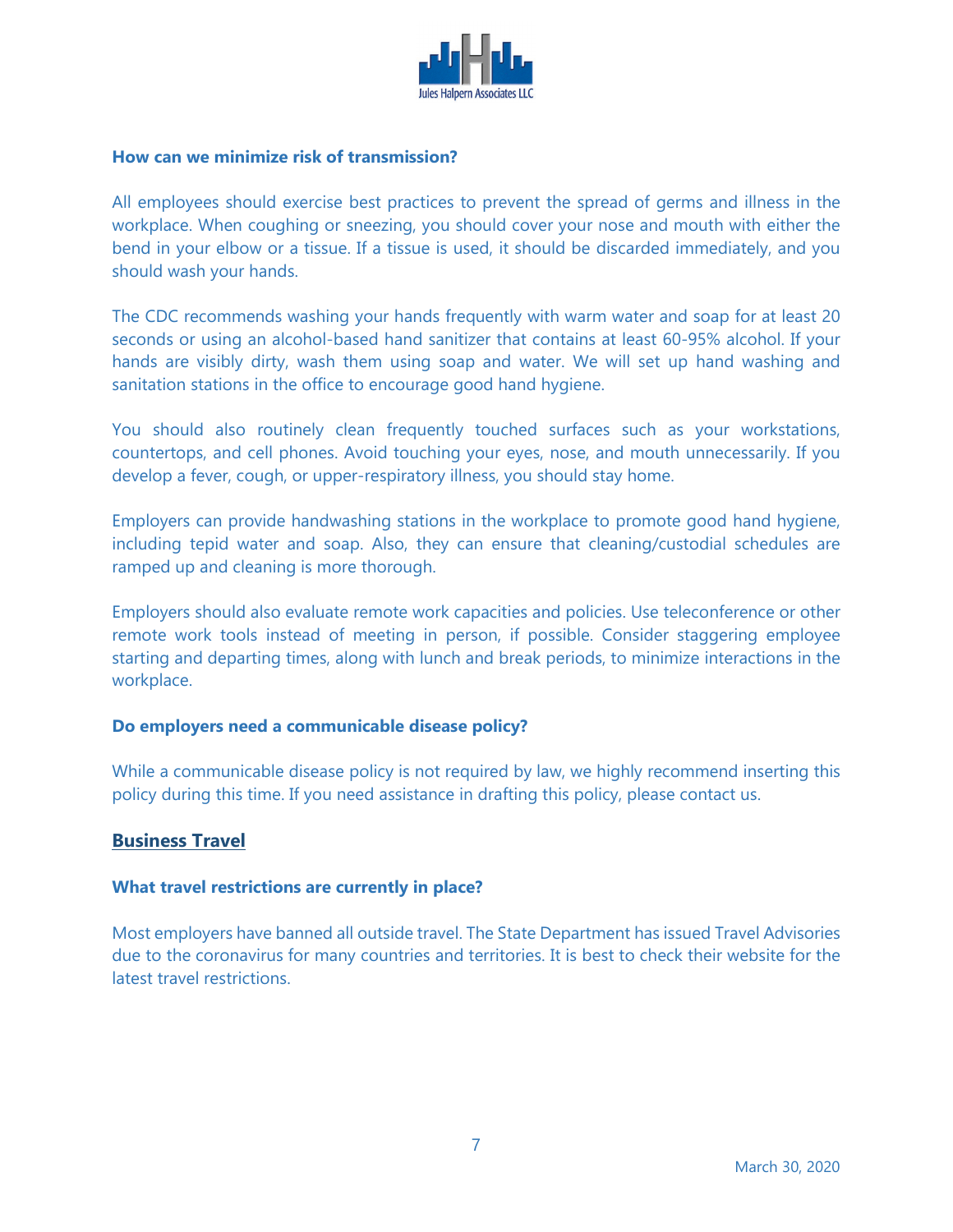### How can we minimize risk of transmission?

All employees should exercise best practices to prevent the spread of germs and illness in the workplace. When coughing or sneezing, you should cover your nose and mouth with either the bend in your elbow or a tissue. If a tissue is used, it should be discarded immediately, and you should wash your hands.

The CDC recommends washing your hands frequently with warm water and soap for at least 20 seconds or using an alcohol-based hand sanitizer that contains at least 60-95% alcohol. If your hands are visibly dirty, wash them using soap and water. We will set up hand washing and sanitation stations in the office to encourage good hand hygiene.

You should also routinely clean frequently touched surfaces such as your workstations, countertops, and cell phones. Avoid touching your eyes, nose, and mouth unnecessarily. If you develop a fever, cough, or upper-respiratory illness, you should stay home.

Employers can provide handwashing stations in the workplace to promote good hand hygiene, including tepid water and soap. Also, they can ensure that cleaning/custodial schedules are ramped up and cleaning is more thorough.

Employers should also evaluate remote work capacities and policies. Use teleconference or other remote work tools instead of meeting in person, if possible. Consider staggering employee starting and departing times, along with lunch and break periods, to minimize interactions in the workplace.

### Do employers need a communicable disease policy?

While a communicable disease policy is not required by law, we highly recommend inserting this policy during this time. If you need assistance in drafting this policy, please contact us.

## Business Travel

### What travel restrictions are currently in place?

Most employers have banned all outside travel. The State Department has issued Travel Advisories due to the coronavirus for many countries and territories. It is best to check their website for the latest travel restrictions.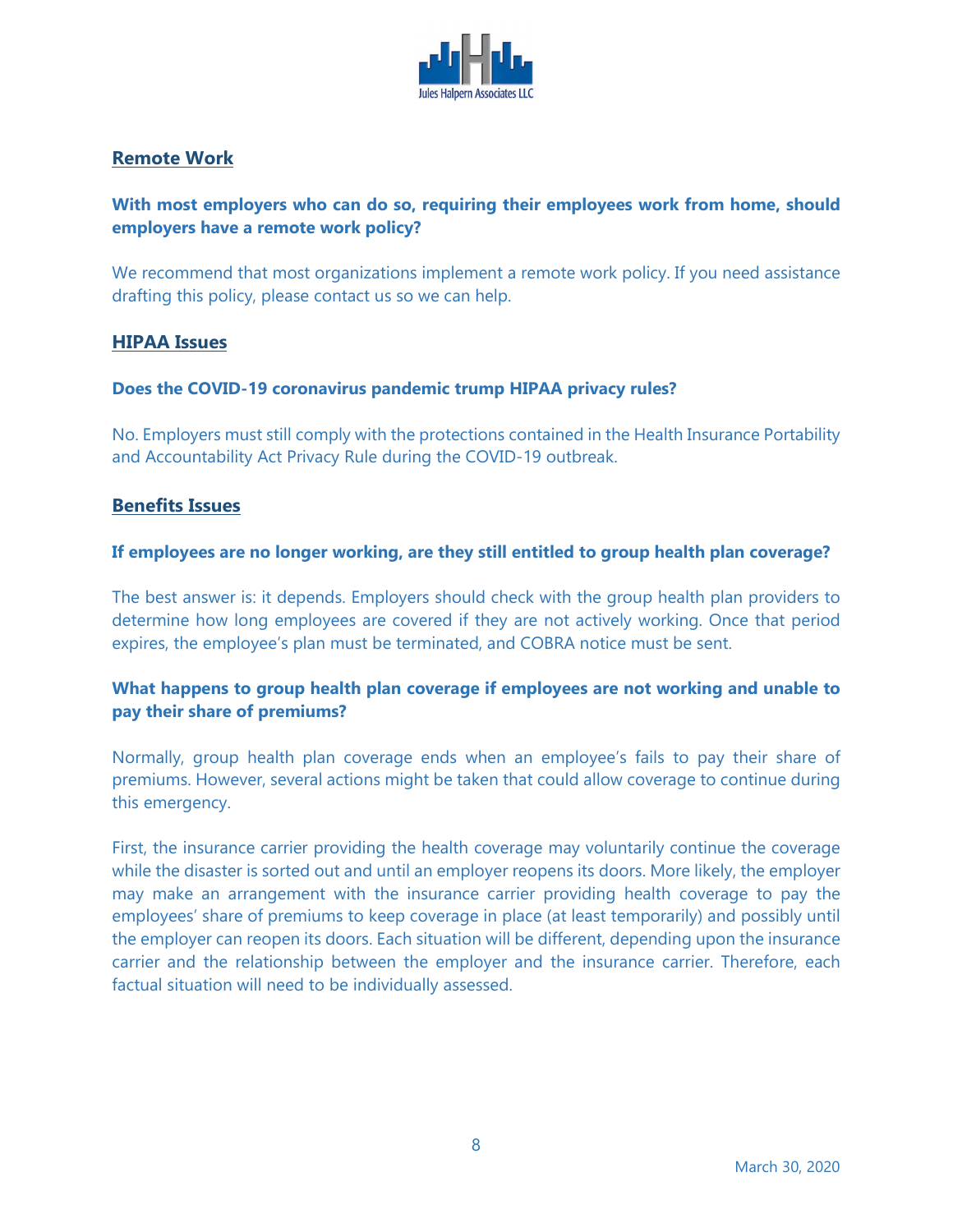## Remote Work

**With most employers who can do so, requiring their employees work from home, should employers have a remote work policy?**

We recommend that most organizations implement a remote work policy. If you need assistance drafting this policy, please contact us so we can help.

## HIPAA Issues

**Does the COVID-19 coronavirus pandemic trump HIPAA privacy rules?**

No. Employers must still comply with the protections contained in the Health Insurance Portability and Accountability Act Privacy Rule during the COVID-19 outbreak.

## Benefits Issues

**If employees are no longer working, are they still entitled to group health plan coverage?**

The best answer is: it depends. Employers should check with the group health plan providers to determine how long employees are covered if they are not actively working. Once that period expires, the employee's plan must be terminated, and COBRA notice must be sent.

**What happens to group health plan coverage if employees are not working and unable to pay their share of premiums?**

Normally, group health plan coverage ends when an employee's fails to pay their share of premiums. However, several actions might be taken that could allow coverage to continue during this emergency.

First, the insurance carrier providing the health coverage may voluntarily continue the coverage while the disaster is sorted out and until an employer reopens its doors. More likely, the employer may make an arrangement with the insurance carrier providing health coverage to pay the employees' share of premiums to keep coverage in place (at least temporarily) and possibly until the employer can reopen its doors. Each situation will be different, depending upon the insurance carrier and the relationship between the employer and the insurance carrier. Therefore, each factual situation will need to be individually assessed.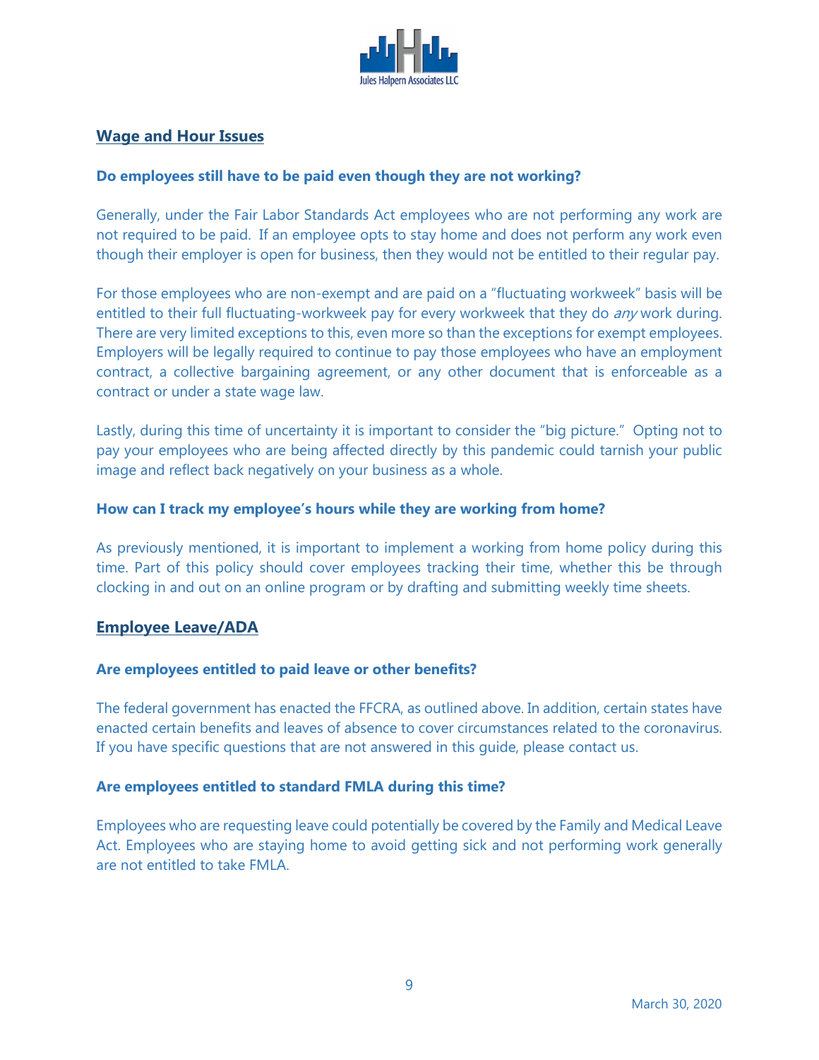## Wage and Hour Issues

### Do employees still have to be paid even though they are not working?

Generally, under the Fair Labor Standards Act employees who are not performing any work are not required to be paid. If an employee opts to stay home and does not perform any work even though their employer is open for business, then they would not be entitled to their regular pay.

For those employees who are non-exempt and are paid on a "fluctuating workweek" basis will be entitled to their full fluctuating-workweek pay for every workweek that they do *any* work during. There are very limited exceptions to this, even more so than the exceptions for exempt employees. Employers will be legally required to continue to pay those employees who have an employment contract, a collective bargaining agreement, or any other document that is enforceable as a contract or under a state wage law.

Lastly, during this time of uncertainty it is important to consider the "big picture." Opting not to pay your employees who are being affected directly by this pandemic could tarnish your public image and reflect back negatively on your business as a whole.

### How can I track my employee's hours while they are working from home?

As previously mentioned, it is important to implement a working from home policy during this time. Part of this policy should cover employees tracking their time, whether this be through clocking in and out on an online program or by drafting and submitting weekly time sheets.

## Employee Leave/ADA

### Are employees entitled to paid leave or other benefits?

The federal government has enacted the FFCRA, as outlined above. In addition, certain states have enacted certain benefits and leaves of absence to cover circumstances related to the coronavirus. If you have specific questions that are not answered in this guide, please contact us.

### Are employees entitled to standard FMLA during this time?

Employees who are requesting leave could potentially be covered by the Family and Medical Leave Act. Employees who are staying home to avoid getting sick and not performing work generally are not entitled to take FMLA.

March 30, 2020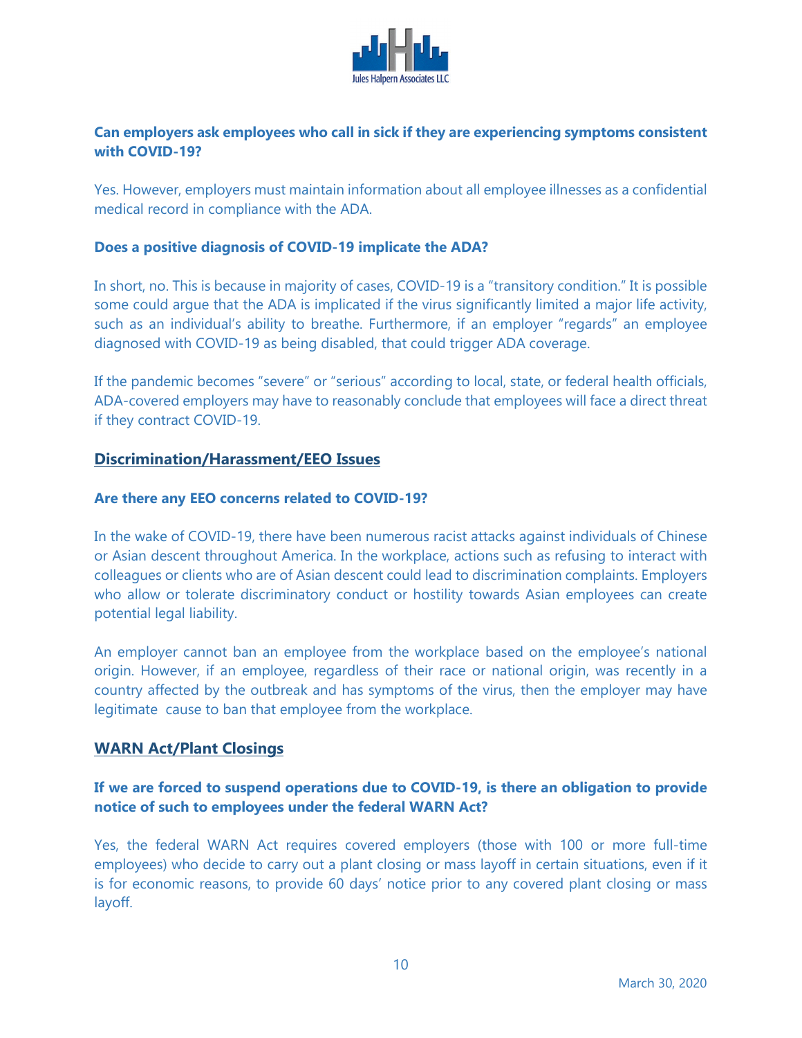**Can employers ask employees who call in sick if they are experiencing symptoms consistent with COVID-19?**

Yes. However, employers must maintain information about all employee illnesses as a confidential medical record in compliance with the ADA.

**Does a positive diagnosis of COVID-19 implicate the ADA?**

In short, no. This is because in majority of cases, COVID-19 is a "transitory condition." It is possible some could argue that the ADA is implicated if the virus significantly limited a major life activity, such as an individual's ability to breathe. Furthermore, if an employer "regards" an employee diagnosed with COVID-19 as being disabled, that could trigger ADA coverage.

If the pandemic becomes "severe" or "serious" according to local, state, or federal health officials, ADA-covered employers may have to reasonably conclude that employees will face a direct threat if they contract COVID-19.

## Discrimination/Harassment/EEO Issues

**Are there any EEO concerns related to COVID-19?**

In the wake of COVID-19, there have been numerous racist attacks against individuals of Chinese or Asian descent throughout America. In the workplace, actions such as refusing to interact with colleagues or clients who are of Asian descent could lead to discrimination complaints. Employers who allow or tolerate discriminatory conduct or hostility towards Asian employees can create potential legal liability.

An employer cannot ban an employee from the workplace based on the employee's national origin. However, if an employee, regardless of their race or national origin, was recently in a country affected by the outbreak and has symptoms of the virus, then the employer may have legitimate cause to ban that employee from the workplace.

## WARN Act/Plant Closings

**If we are forced to suspend operations due to COVID-19, is there an obligation to provide notice of such to employees under the federal WARN Act?**

Yes, the federal WARN Act requires covered employers (those with 100 or more full-time employees) who decide to carry out a plant closing or mass layoff in certain situations, even if it is for economic reasons, to provide 60 days' notice prior to any covered plant closing or mass layoff.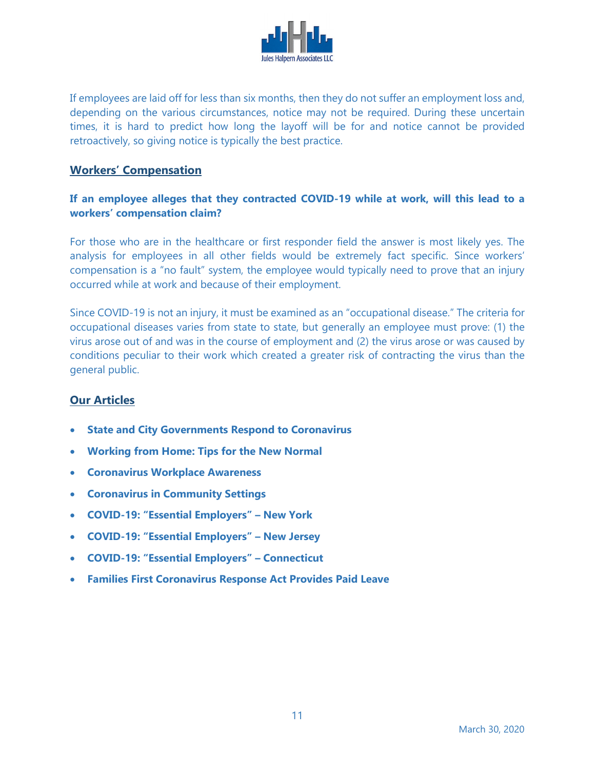If employees are laid off for less than six months, then they do not suffer an employment loss and, depending on the various circumstances, notice may not be required. During these uncertain times, it is hard to predict how long the layoff will be for and notice cannot be provided retroactively, so giving notice is typically the best practice.

## Workers' Compensation

### If an employee alleges that they contracted COVID-19 while at work, will this lead to a workers' compensation claim?

For those who are in the healthcare or first responder field the answer is most likely yes. The analysis for employees in all other fields would be extremely fact specific. Since workers' compensation is a "no fault" system, the employee would typically need to prove that an injury occurred while at work and because of their employment.

Since COVID-19 is not an injury, it must be examined as an "occupational disease." The criteria for occupational diseases varies from state to state, but generally an employee must prove: (1) the virus arose out of and was in the course of employment and (2) the virus arose or was caused by conditions peculiar to their work which created a greater risk of contracting the virus than the general public.

## Our Articles

- **State and City Governments Respond to Coronavirus**
- **Working from Home: Tips for the New Normal**
- **Coronavirus Workplace Awareness**
- **Coronavirus in Community Settings**
- **COVID-19: "Essential Employers" – New York**
- **COVID-19: "Essential Employers" – New Jersey**
- **COVID-19: "Essential Employers" – Connecticut**
- **Families First Coronavirus Response Act Provides Paid Leave**

March 30, 2020